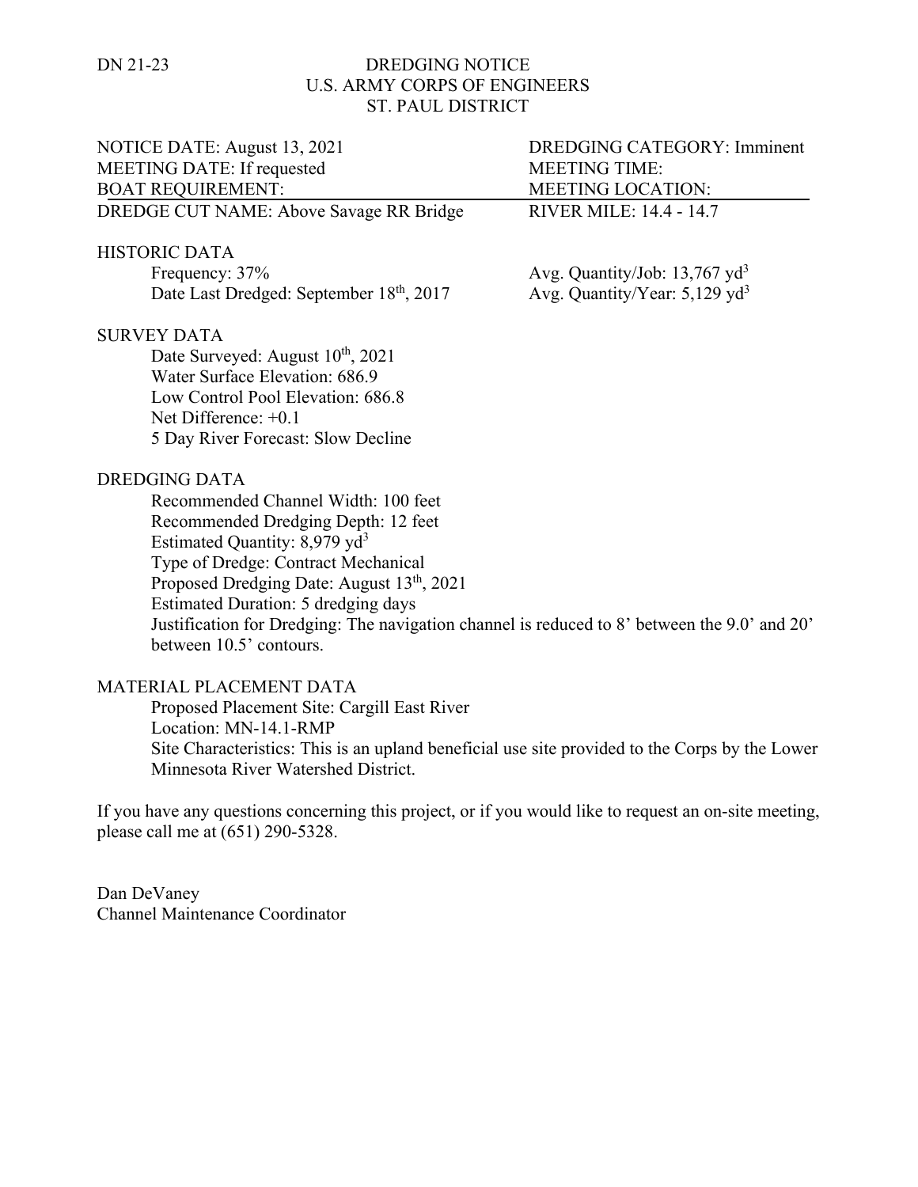DN 21-23

# DREDGING NOTICE
## U.S. ARMY CORPS OF ENGINEERS
## ST. PAUL DISTRICT

| | |
|---|---|
| NOTICE DATE: August 13, 2021 | DREDGING CATEGORY: Imminent |
| MEETING DATE: If requested | MEETING TIME: |
| BOAT REQUIREMENT: | MEETING LOCATION: |
| DREDGE CUT NAME: Above Savage RR Bridge | RIVER MILE: 14.4 - 14.7 |

### HISTORIC DATA

| | |
|---|---|
| Frequency: 37% | Avg. Quantity/Job: 13,767 $yd^3$ |
| Date Last Dredged: September 18th, 2017 | Avg. Quantity/Year: 5,129 $yd^3$ |

### SURVEY DATA

Date Surveyed: August 10th, 2021
Water Surface Elevation: 686.9
Low Control Pool Elevation: 686.8
Net Difference: +0.1
5 Day River Forecast: Slow Decline

### DREDGING DATA

Recommended Channel Width: 100 feet
Recommended Dredging Depth: 12 feet
Estimated Quantity: 8,979 $yd^3$
Type of Dredge: Contract Mechanical
Proposed Dredging Date: August 13th, 2021
Estimated Duration: 5 dredging days
Justification for Dredging: The navigation channel is reduced to 8' between the 9.0' and 20' between 10.5' contours.

### MATERIAL PLACEMENT DATA

Proposed Placement Site: Cargill East River
Location: MN-14.1-RMP
Site Characteristics: This is an upland beneficial use site provided to the Corps by the Lower Minnesota River Watershed District.

If you have any questions concerning this project, or if you would like to request an on-site meeting, please call me at (651) 290-5328.

Dan DeVaney
Channel Maintenance Coordinator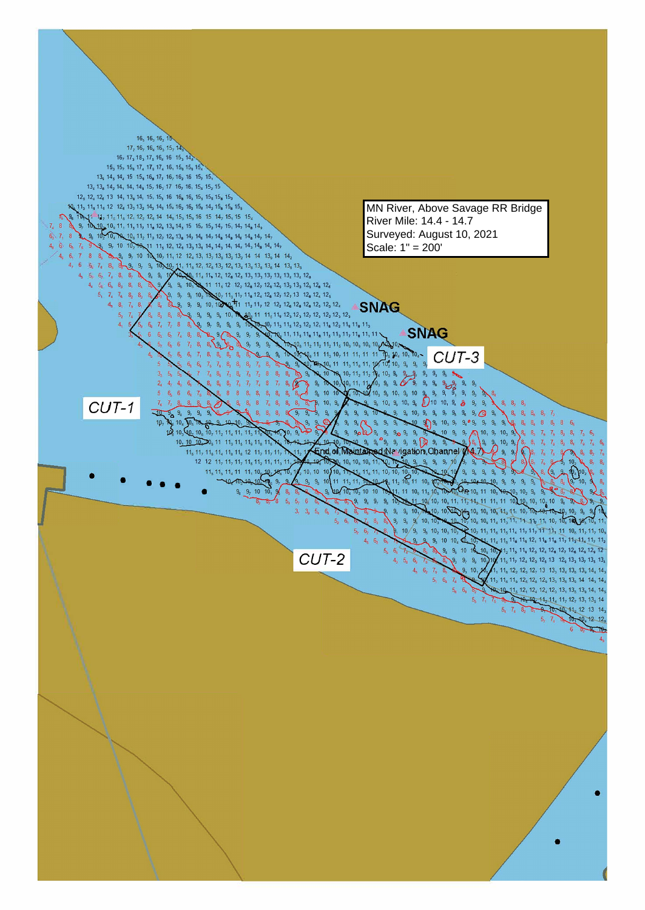MN River, Above Savage RR Bridge
River Mile: 14.4 - 14.7
Surveyed: August 10, 2021
Scale: 1" = 200'

SNAG

SNAG

CUT-3

CUT-1

CUT-2

End of Maintained Navigation Channel (14.7)